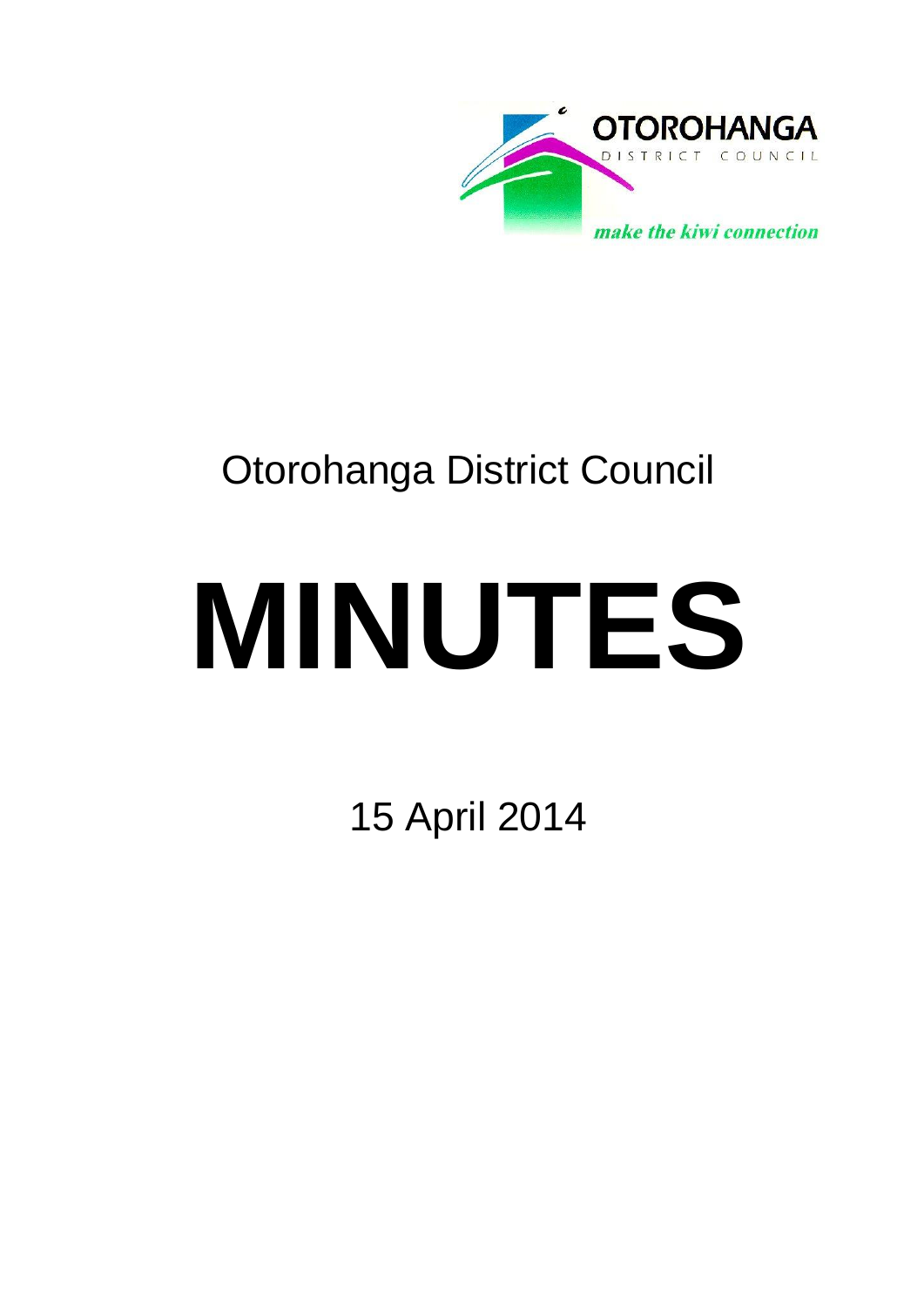OTOROHANGA
DISTRICT COUNCIL
*make the kiwi connection*

Otorohanga District Council

# MINUTES

15 April 2014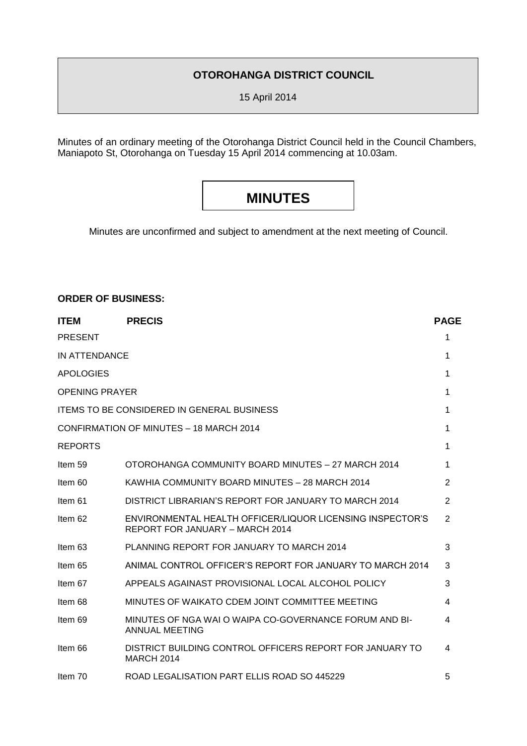**OTOROHANGA DISTRICT COUNCIL**

15 April 2014

Minutes of an ordinary meeting of the Otorohanga District Council held in the Council Chambers, Maniapoto St, Otorohanga on Tuesday 15 April 2014 commencing at 10.03am.

# MINUTES

Minutes are unconfirmed and subject to amendment at the next meeting of Council.

**ORDER OF BUSINESS:**

| **ITEM** | **PRECIS** | **PAGE** |
|---|---|---|
| PRESENT | | 1 |
| IN ATTENDANCE | | 1 |
| APOLOGIES | | 1 |
| OPENING PRAYER | | 1 |
| ITEMS TO BE CONSIDERED IN GENERAL BUSINESS | | 1 |
| CONFIRMATION OF MINUTES – 18 MARCH 2014 | | 1 |
| REPORTS | | 1 |
| Item 59 | OTOROHANGA COMMUNITY BOARD MINUTES – 27 MARCH 2014 | 1 |
| Item 60 | KAWHIA COMMUNITY BOARD MINUTES – 28 MARCH 2014 | 2 |
| Item 61 | DISTRICT LIBRARIAN'S REPORT FOR JANUARY TO MARCH 2014 | 2 |
| Item 62 | ENVIRONMENTAL HEALTH OFFICER/LIQUOR LICENSING INSPECTOR'S REPORT FOR JANUARY – MARCH 2014 | 2 |
| Item 63 | PLANNING REPORT FOR JANUARY TO MARCH 2014 | 3 |
| Item 65 | ANIMAL CONTROL OFFICER'S REPORT FOR JANUARY TO MARCH 2014 | 3 |
| Item 67 | APPEALS AGAINAST PROVISIONAL LOCAL ALCOHOL POLICY | 3 |
| Item 68 | MINUTES OF WAIKATO CDEM JOINT COMMITTEE MEETING | 4 |
| Item 69 | MINUTES OF NGA WAI O WAIPA CO-GOVERNANCE FORUM AND BI-ANNUAL MEETING | 4 |
| Item 66 | DISTRICT BUILDING CONTROL OFFICERS REPORT FOR JANUARY TO MARCH 2014 | 4 |
| Item 70 | ROAD LEGALISATION PART ELLIS ROAD SO 445229 | 5 |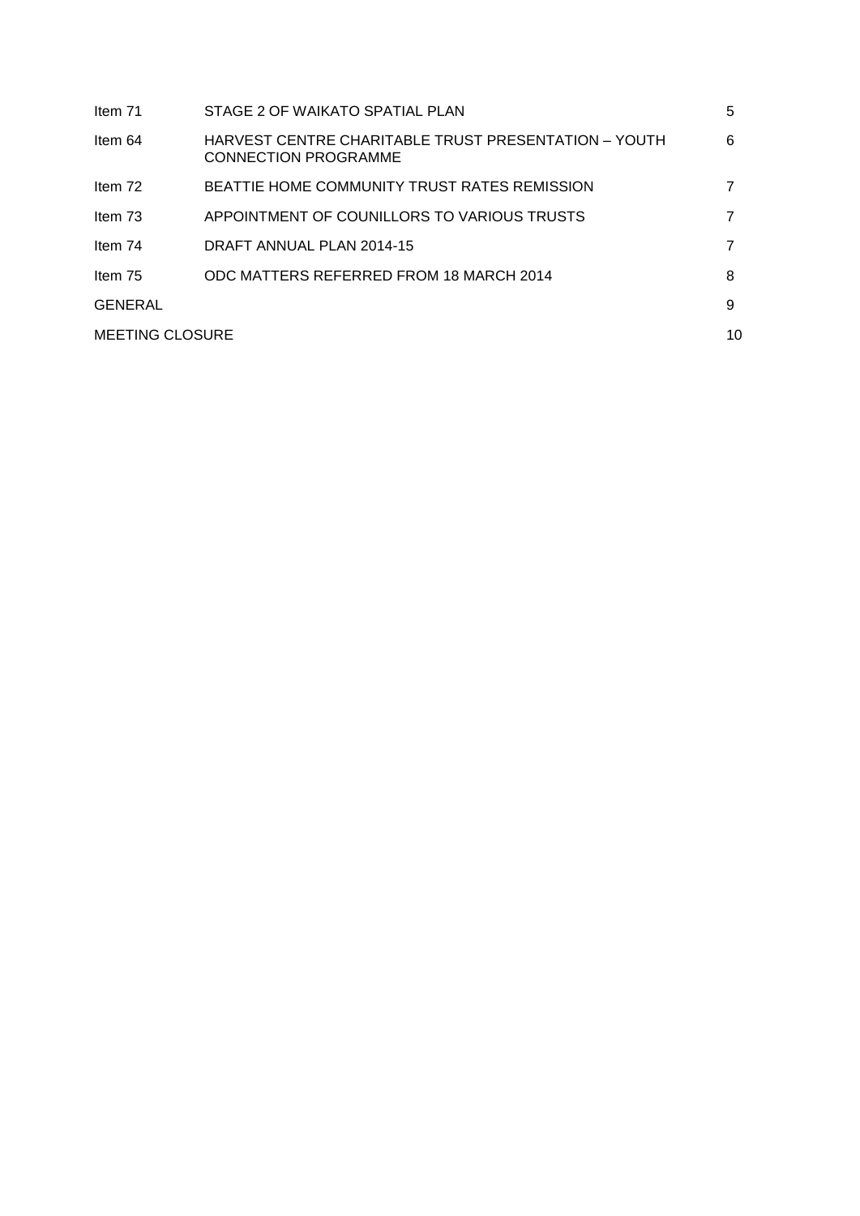| | | |
|---|---|---|
| Item 71 | STAGE 2 OF WAIKATO SPATIAL PLAN | 5 |
| Item 64 | HARVEST CENTRE CHARITABLE TRUST PRESENTATION – YOUTH CONNECTION PROGRAMME | 6 |
| Item 72 | BEATTIE HOME COMMUNITY TRUST RATES REMISSION | 7 |
| Item 73 | APPOINTMENT OF COUNILLORS TO VARIOUS TRUSTS | 7 |
| Item 74 | DRAFT ANNUAL PLAN 2014-15 | 7 |
| Item 75 | ODC MATTERS REFERRED FROM 18 MARCH 2014 | 8 |
| GENERAL | | 9 |
| MEETING CLOSURE | | 10 |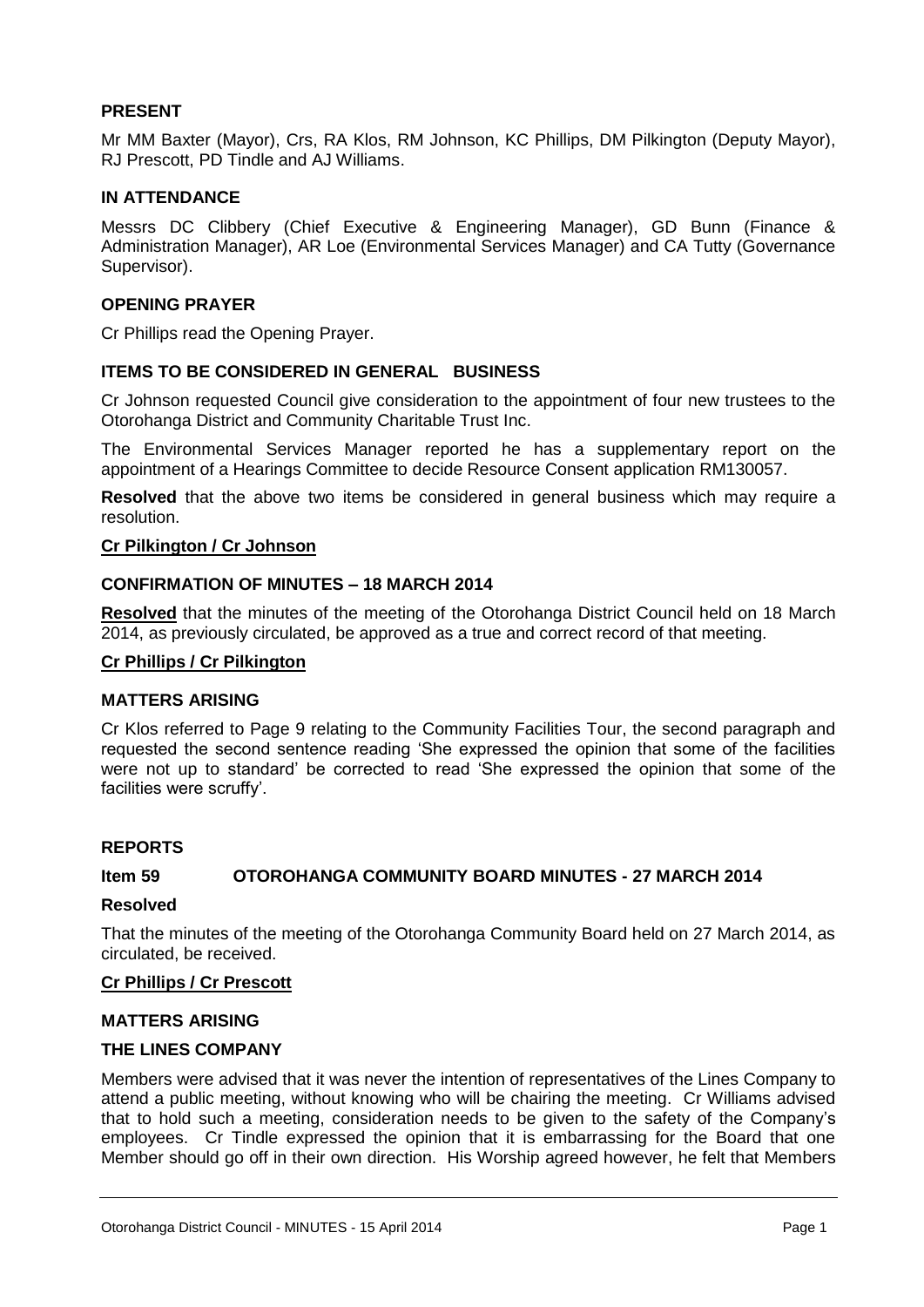## PRESENT

Mr MM Baxter (Mayor), Crs, RA Klos, RM Johnson, KC Phillips, DM Pilkington (Deputy Mayor), RJ Prescott, PD Tindle and AJ Williams.

## IN ATTENDANCE

Messrs DC Clibbery (Chief Executive & Engineering Manager), GD Bunn (Finance & Administration Manager), AR Loe (Environmental Services Manager) and CA Tutty (Governance Supervisor).

## OPENING PRAYER

Cr Phillips read the Opening Prayer.

## ITEMS TO BE CONSIDERED IN GENERAL BUSINESS

Cr Johnson requested Council give consideration to the appointment of four new trustees to the Otorohanga District and Community Charitable Trust Inc.

The Environmental Services Manager reported he has a supplementary report on the appointment of a Hearings Committee to decide Resource Consent application RM130057.

**Resolved** that the above two items be considered in general business which may require a resolution.

**Cr Pilkington / Cr Johnson**

## CONFIRMATION OF MINUTES – 18 MARCH 2014

**Resolved** that the minutes of the meeting of the Otorohanga District Council held on 18 March 2014, as previously circulated, be approved as a true and correct record of that meeting.

**Cr Phillips / Cr Pilkington**

## MATTERS ARISING

Cr Klos referred to Page 9 relating to the Community Facilities Tour, the second paragraph and requested the second sentence reading 'She expressed the opinion that some of the facilities were not up to standard' be corrected to read 'She expressed the opinion that some of the facilities were scruffy'.

## REPORTS

### Item 59 OTOROHANGA COMMUNITY BOARD MINUTES - 27 MARCH 2014

**Resolved**

That the minutes of the meeting of the Otorohanga Community Board held on 27 March 2014, as circulated, be received.

**Cr Phillips / Cr Prescott**

## MATTERS ARISING

## THE LINES COMPANY

Members were advised that it was never the intention of representatives of the Lines Company to attend a public meeting, without knowing who will be chairing the meeting. Cr Williams advised that to hold such a meeting, consideration needs to be given to the safety of the Company's employees. Cr Tindle expressed the opinion that it is embarrassing for the Board that one Member should go off in their own direction. His Worship agreed however, he felt that Members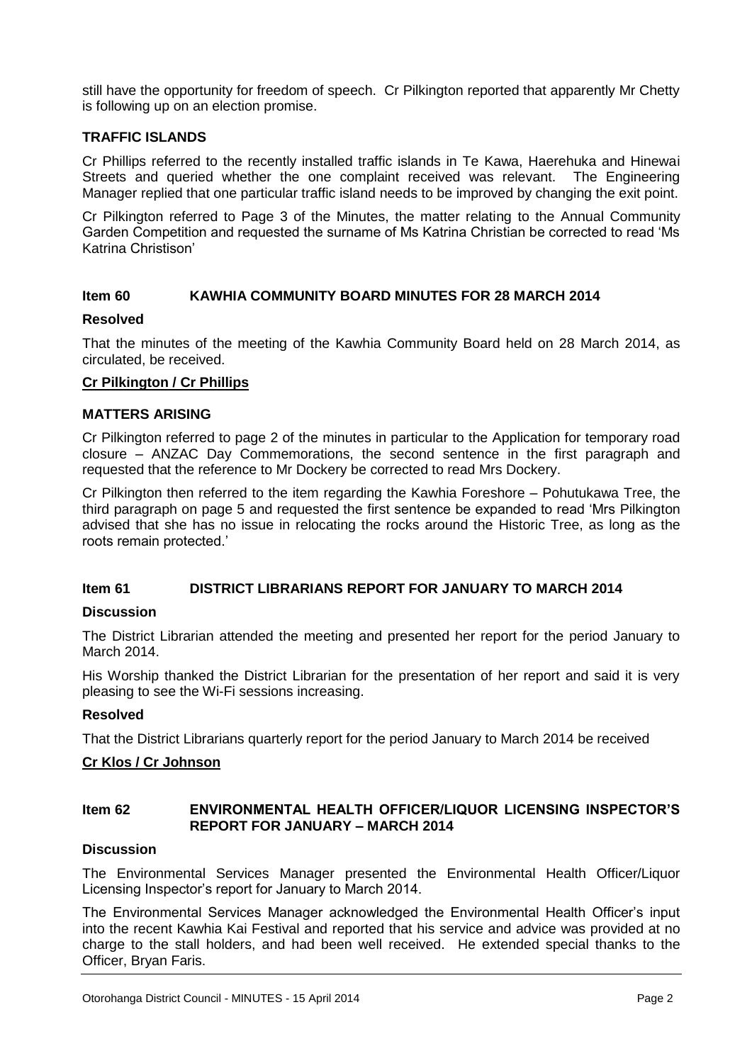still have the opportunity for freedom of speech. Cr Pilkington reported that apparently Mr Chetty is following up on an election promise.

**TRAFFIC ISLANDS**

Cr Phillips referred to the recently installed traffic islands in Te Kawa, Haerehuka and Hinewai Streets and queried whether the one complaint received was relevant. The Engineering Manager replied that one particular traffic island needs to be improved by changing the exit point.

Cr Pilkington referred to Page 3 of the Minutes, the matter relating to the Annual Community Garden Competition and requested the surname of Ms Katrina Christian be corrected to read 'Ms Katrina Christison'

## Item 60 KAWHIA COMMUNITY BOARD MINUTES FOR 28 MARCH 2014

**Resolved**

That the minutes of the meeting of the Kawhia Community Board held on 28 March 2014, as circulated, be received.

**Cr Pilkington / Cr Phillips**

**MATTERS ARISING**

Cr Pilkington referred to page 2 of the minutes in particular to the Application for temporary road closure – ANZAC Day Commemorations, the second sentence in the first paragraph and requested that the reference to Mr Dockery be corrected to read Mrs Dockery.

Cr Pilkington then referred to the item regarding the Kawhia Foreshore – Pohutukawa Tree, the third paragraph on page 5 and requested the first sentence be expanded to read 'Mrs Pilkington advised that she has no issue in relocating the rocks around the Historic Tree, as long as the roots remain protected.'

## Item 61 DISTRICT LIBRARIANS REPORT FOR JANUARY TO MARCH 2014

**Discussion**

The District Librarian attended the meeting and presented her report for the period January to March 2014.

His Worship thanked the District Librarian for the presentation of her report and said it is very pleasing to see the Wi-Fi sessions increasing.

**Resolved**

That the District Librarians quarterly report for the period January to March 2014 be received

**Cr Klos / Cr Johnson**

## Item 62 ENVIRONMENTAL HEALTH OFFICER/LIQUOR LICENSING INSPECTOR'S REPORT FOR JANUARY – MARCH 2014

**Discussion**

The Environmental Services Manager presented the Environmental Health Officer/Liquor Licensing Inspector's report for January to March 2014.

The Environmental Services Manager acknowledged the Environmental Health Officer's input into the recent Kawhia Kai Festival and reported that his service and advice was provided at no charge to the stall holders, and had been well received. He extended special thanks to the Officer, Bryan Faris.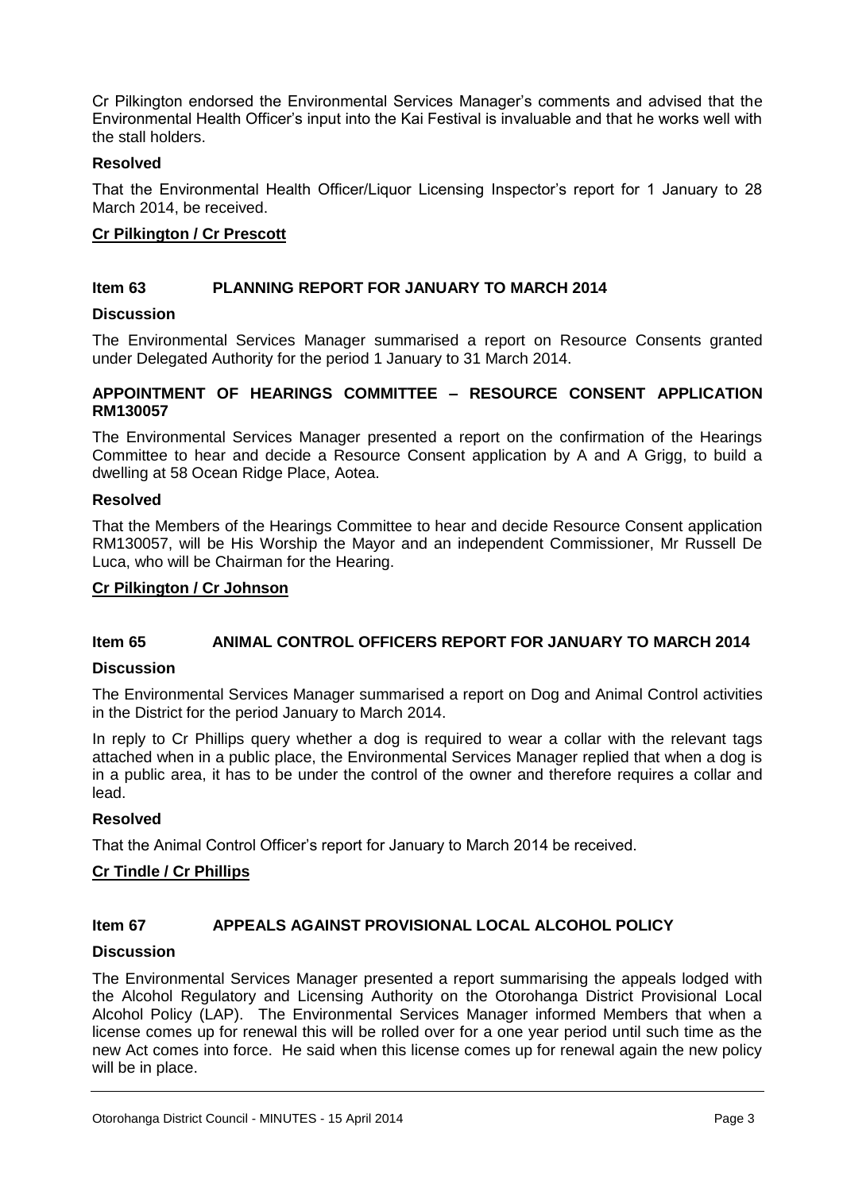Cr Pilkington endorsed the Environmental Services Manager's comments and advised that the Environmental Health Officer's input into the Kai Festival is invaluable and that he works well with the stall holders.

**Resolved**

That the Environmental Health Officer/Liquor Licensing Inspector's report for 1 January to 28 March 2014, be received.

**Cr Pilkington / Cr Prescott**

## Item 63 PLANNING REPORT FOR JANUARY TO MARCH 2014

**Discussion**

The Environmental Services Manager summarised a report on Resource Consents granted under Delegated Authority for the period 1 January to 31 March 2014.

**APPOINTMENT OF HEARINGS COMMITTEE – RESOURCE CONSENT APPLICATION RM130057**

The Environmental Services Manager presented a report on the confirmation of the Hearings Committee to hear and decide a Resource Consent application by A and A Grigg, to build a dwelling at 58 Ocean Ridge Place, Aotea.

**Resolved**

That the Members of the Hearings Committee to hear and decide Resource Consent application RM130057, will be His Worship the Mayor and an independent Commissioner, Mr Russell De Luca, who will be Chairman for the Hearing.

**Cr Pilkington / Cr Johnson**

## Item 65 ANIMAL CONTROL OFFICERS REPORT FOR JANUARY TO MARCH 2014

**Discussion**

The Environmental Services Manager summarised a report on Dog and Animal Control activities in the District for the period January to March 2014.

In reply to Cr Phillips query whether a dog is required to wear a collar with the relevant tags attached when in a public place, the Environmental Services Manager replied that when a dog is in a public area, it has to be under the control of the owner and therefore requires a collar and lead.

**Resolved**

That the Animal Control Officer's report for January to March 2014 be received.

**Cr Tindle / Cr Phillips**

## Item 67 APPEALS AGAINST PROVISIONAL LOCAL ALCOHOL POLICY

**Discussion**

The Environmental Services Manager presented a report summarising the appeals lodged with the Alcohol Regulatory and Licensing Authority on the Otorohanga District Provisional Local Alcohol Policy (LAP). The Environmental Services Manager informed Members that when a license comes up for renewal this will be rolled over for a one year period until such time as the new Act comes into force. He said when this license comes up for renewal again the new policy will be in place.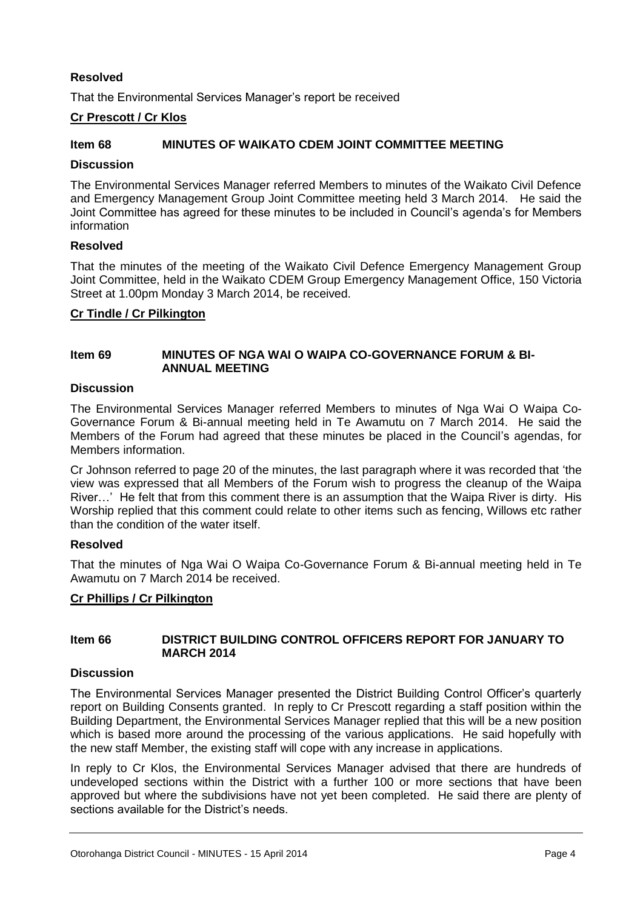**Resolved**

That the Environmental Services Manager's report be received

**Cr Prescott / Cr Klos**

**Item 68 MINUTES OF WAIKATO CDEM JOINT COMMITTEE MEETING**

**Discussion**

The Environmental Services Manager referred Members to minutes of the Waikato Civil Defence and Emergency Management Group Joint Committee meeting held 3 March 2014. He said the Joint Committee has agreed for these minutes to be included in Council's agenda's for Members information

**Resolved**

That the minutes of the meeting of the Waikato Civil Defence Emergency Management Group Joint Committee, held in the Waikato CDEM Group Emergency Management Office, 150 Victoria Street at 1.00pm Monday 3 March 2014, be received.

**Cr Tindle / Cr Pilkington**

**Item 69 MINUTES OF NGA WAI O WAIPA CO-GOVERNANCE FORUM & BI-ANNUAL MEETING**

**Discussion**

The Environmental Services Manager referred Members to minutes of Nga Wai O Waipa Co-Governance Forum & Bi-annual meeting held in Te Awamutu on 7 March 2014. He said the Members of the Forum had agreed that these minutes be placed in the Council's agendas, for Members information.

Cr Johnson referred to page 20 of the minutes, the last paragraph where it was recorded that 'the view was expressed that all Members of the Forum wish to progress the cleanup of the Waipa River…' He felt that from this comment there is an assumption that the Waipa River is dirty. His Worship replied that this comment could relate to other items such as fencing, Willows etc rather than the condition of the water itself.

**Resolved**

That the minutes of Nga Wai O Waipa Co-Governance Forum & Bi-annual meeting held in Te Awamutu on 7 March 2014 be received.

**Cr Phillips / Cr Pilkington**

**Item 66 DISTRICT BUILDING CONTROL OFFICERS REPORT FOR JANUARY TO MARCH 2014**

**Discussion**

The Environmental Services Manager presented the District Building Control Officer's quarterly report on Building Consents granted. In reply to Cr Prescott regarding a staff position within the Building Department, the Environmental Services Manager replied that this will be a new position which is based more around the processing of the various applications. He said hopefully with the new staff Member, the existing staff will cope with any increase in applications.

In reply to Cr Klos, the Environmental Services Manager advised that there are hundreds of undeveloped sections within the District with a further 100 or more sections that have been approved but where the subdivisions have not yet been completed. He said there are plenty of sections available for the District's needs.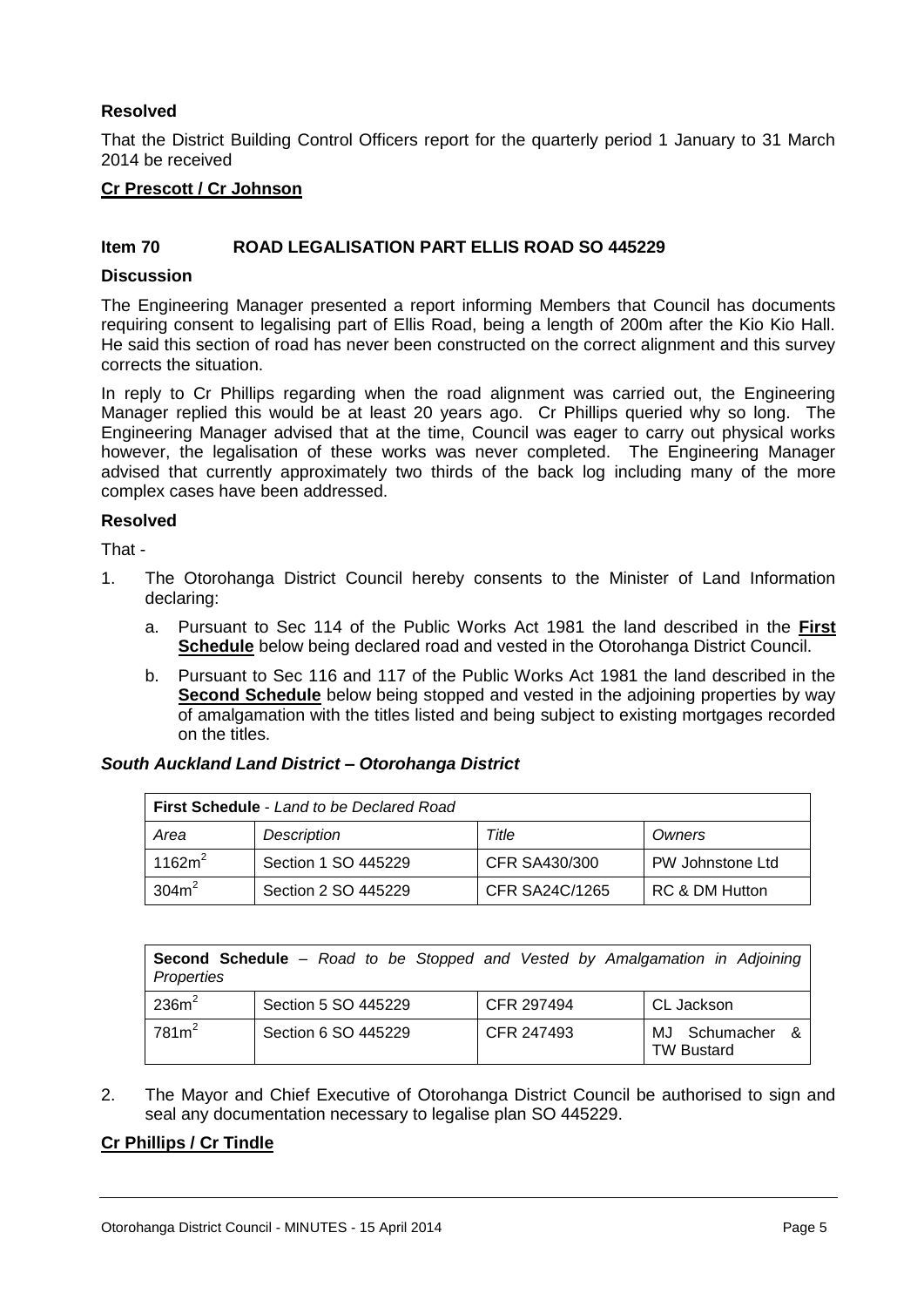### Resolved

That the District Building Control Officers report for the quarterly period 1 January to 31 March 2014 be received

**Cr Prescott / Cr Johnson**

### Item 70 ROAD LEGALISATION PART ELLIS ROAD SO 445229

### Discussion

The Engineering Manager presented a report informing Members that Council has documents requiring consent to legalising part of Ellis Road, being a length of 200m after the Kio Kio Hall. He said this section of road has never been constructed on the correct alignment and this survey corrects the situation.

In reply to Cr Phillips regarding when the road alignment was carried out, the Engineering Manager replied this would be at least 20 years ago. Cr Phillips queried why so long. The Engineering Manager advised that at the time, Council was eager to carry out physical works however, the legalisation of these works was never completed. The Engineering Manager advised that currently approximately two thirds of the back log including many of the more complex cases have been addressed.

### Resolved

That -

1. The Otorohanga District Council hereby consents to the Minister of Land Information declaring:
   a. Pursuant to Sec 114 of the Public Works Act 1981 the land described in the **First Schedule** below being declared road and vested in the Otorohanga District Council.
   b. Pursuant to Sec 116 and 117 of the Public Works Act 1981 the land described in the **Second Schedule** below being stopped and vested in the adjoining properties by way of amalgamation with the titles listed and being subject to existing mortgages recorded on the titles.

***South Auckland Land District – Otorohanga District***

| **First Schedule** - *Land to be Declared Road* | | | |
|---|---|---|---|
| *Area* | *Description* | *Title* | *Owners* |
| $1162m^2$ | Section 1 SO 445229 | CFR SA430/300 | PW Johnstone Ltd |
| $304m^2$ | Section 2 SO 445229 | CFR SA24C/1265 | RC & DM Hutton |

| **Second Schedule** – *Road to be Stopped and Vested by Amalgamation in Adjoining Properties* | | | |
|---|---|---|---|
| $236m^2$ | Section 5 SO 445229 | CFR 297494 | CL Jackson |
| $781m^2$ | Section 6 SO 445229 | CFR 247493 | MJ Schumacher & TW Bustard |

2. The Mayor and Chief Executive of Otorohanga District Council be authorised to sign and seal any documentation necessary to legalise plan SO 445229.

**Cr Phillips / Cr Tindle**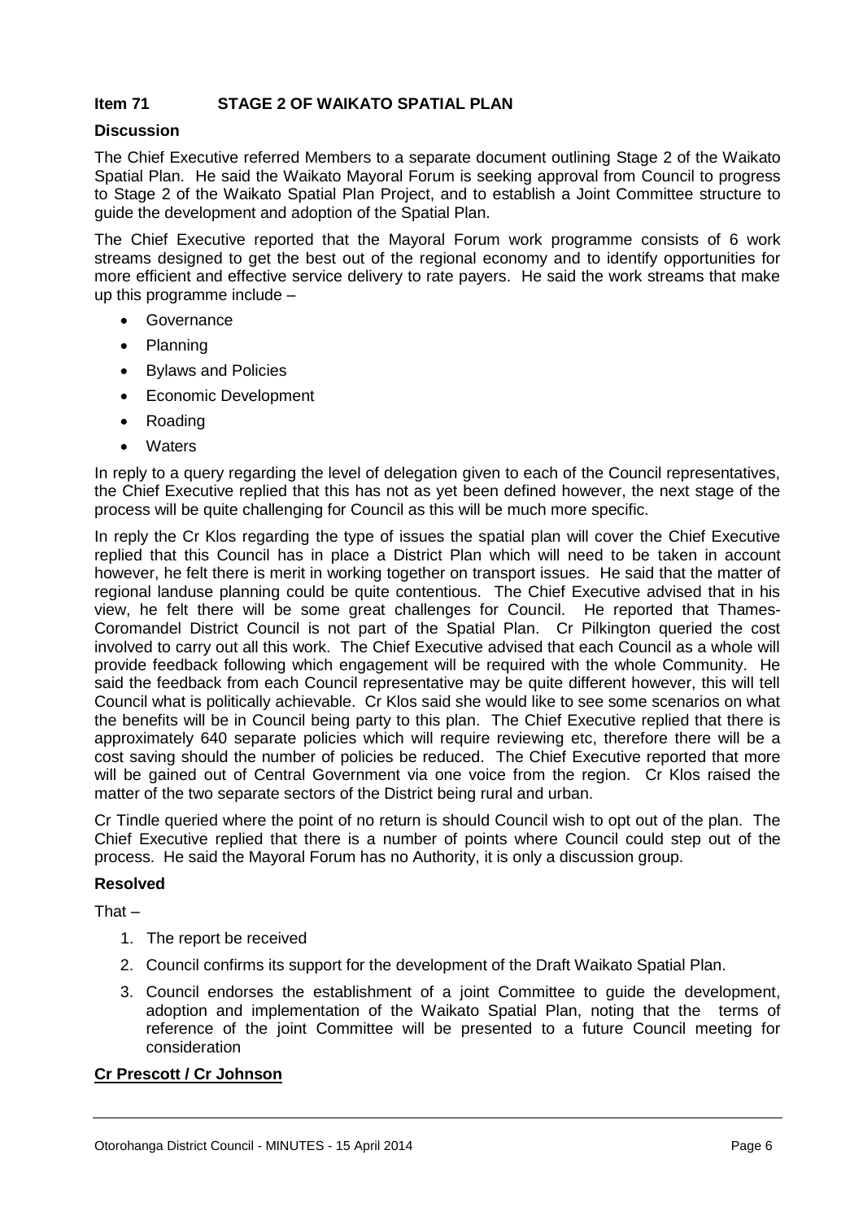## Item 71 STAGE 2 OF WAIKATO SPATIAL PLAN

### Discussion

The Chief Executive referred Members to a separate document outlining Stage 2 of the Waikato Spatial Plan. He said the Waikato Mayoral Forum is seeking approval from Council to progress to Stage 2 of the Waikato Spatial Plan Project, and to establish a Joint Committee structure to guide the development and adoption of the Spatial Plan.

The Chief Executive reported that the Mayoral Forum work programme consists of 6 work streams designed to get the best out of the regional economy and to identify opportunities for more efficient and effective service delivery to rate payers. He said the work streams that make up this programme include –

- Governance
- Planning
- Bylaws and Policies
- Economic Development
- Roading
- Waters

In reply to a query regarding the level of delegation given to each of the Council representatives, the Chief Executive replied that this has not as yet been defined however, the next stage of the process will be quite challenging for Council as this will be much more specific.

In reply the Cr Klos regarding the type of issues the spatial plan will cover the Chief Executive replied that this Council has in place a District Plan which will need to be taken in account however, he felt there is merit in working together on transport issues. He said that the matter of regional landuse planning could be quite contentious. The Chief Executive advised that in his view, he felt there will be some great challenges for Council. He reported that Thames-Coromandel District Council is not part of the Spatial Plan. Cr Pilkington queried the cost involved to carry out all this work. The Chief Executive advised that each Council as a whole will provide feedback following which engagement will be required with the whole Community. He said the feedback from each Council representative may be quite different however, this will tell Council what is politically achievable. Cr Klos said she would like to see some scenarios on what the benefits will be in Council being party to this plan. The Chief Executive replied that there is approximately 640 separate policies which will require reviewing etc, therefore there will be a cost saving should the number of policies be reduced. The Chief Executive reported that more will be gained out of Central Government via one voice from the region. Cr Klos raised the matter of the two separate sectors of the District being rural and urban.

Cr Tindle queried where the point of no return is should Council wish to opt out of the plan. The Chief Executive replied that there is a number of points where Council could step out of the process. He said the Mayoral Forum has no Authority, it is only a discussion group.

### Resolved

That –

1. The report be received
2. Council confirms its support for the development of the Draft Waikato Spatial Plan.
3. Council endorses the establishment of a joint Committee to guide the development, adoption and implementation of the Waikato Spatial Plan, noting that the terms of reference of the joint Committee will be presented to a future Council meeting for consideration

**Cr Prescott / Cr Johnson**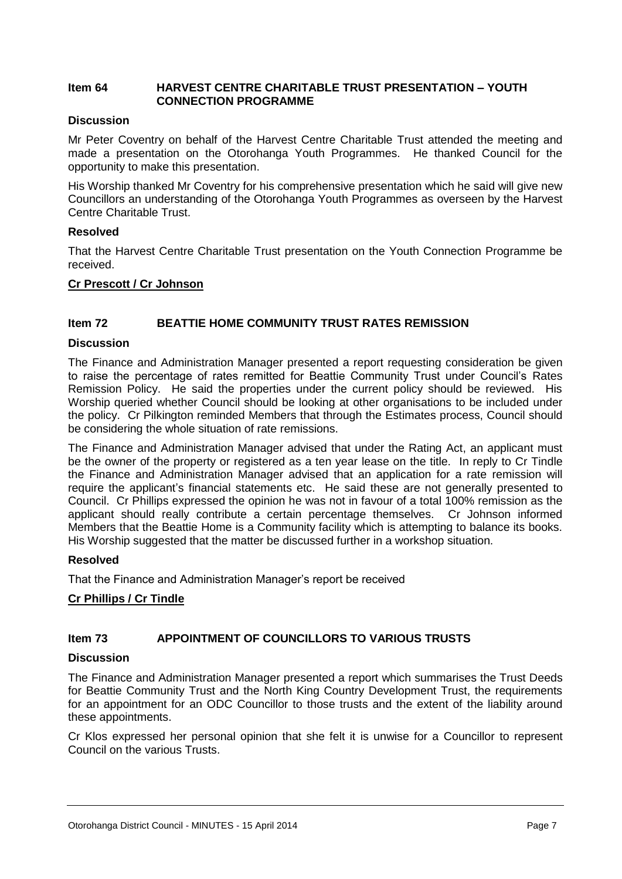## Item 64 HARVEST CENTRE CHARITABLE TRUST PRESENTATION – YOUTH CONNECTION PROGRAMME

### Discussion

Mr Peter Coventry on behalf of the Harvest Centre Charitable Trust attended the meeting and made a presentation on the Otorohanga Youth Programmes. He thanked Council for the opportunity to make this presentation.

His Worship thanked Mr Coventry for his comprehensive presentation which he said will give new Councillors an understanding of the Otorohanga Youth Programmes as overseen by the Harvest Centre Charitable Trust.

### Resolved

That the Harvest Centre Charitable Trust presentation on the Youth Connection Programme be received.

**Cr Prescott / Cr Johnson**

## Item 72 BEATTIE HOME COMMUNITY TRUST RATES REMISSION

### Discussion

The Finance and Administration Manager presented a report requesting consideration be given to raise the percentage of rates remitted for Beattie Community Trust under Council's Rates Remission Policy. He said the properties under the current policy should be reviewed. His Worship queried whether Council should be looking at other organisations to be included under the policy. Cr Pilkington reminded Members that through the Estimates process, Council should be considering the whole situation of rate remissions.

The Finance and Administration Manager advised that under the Rating Act, an applicant must be the owner of the property or registered as a ten year lease on the title. In reply to Cr Tindle the Finance and Administration Manager advised that an application for a rate remission will require the applicant's financial statements etc. He said these are not generally presented to Council. Cr Phillips expressed the opinion he was not in favour of a total 100% remission as the applicant should really contribute a certain percentage themselves. Cr Johnson informed Members that the Beattie Home is a Community facility which is attempting to balance its books. His Worship suggested that the matter be discussed further in a workshop situation.

### Resolved

That the Finance and Administration Manager's report be received

**Cr Phillips / Cr Tindle**

## Item 73 APPOINTMENT OF COUNCILLORS TO VARIOUS TRUSTS

### Discussion

The Finance and Administration Manager presented a report which summarises the Trust Deeds for Beattie Community Trust and the North King Country Development Trust, the requirements for an appointment for an ODC Councillor to those trusts and the extent of the liability around these appointments.

Cr Klos expressed her personal opinion that she felt it is unwise for a Councillor to represent Council on the various Trusts.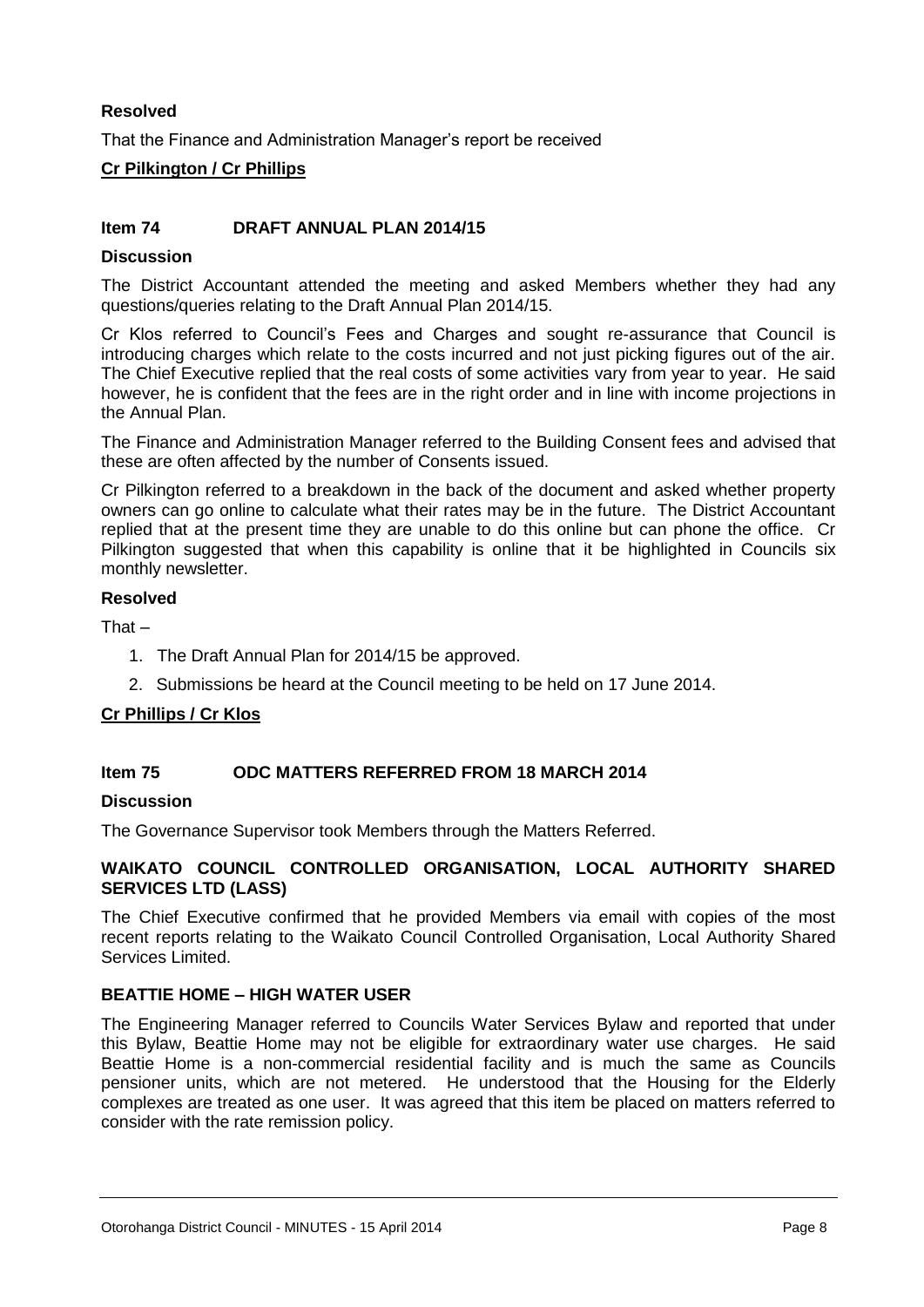**Resolved**

That the Finance and Administration Manager's report be received

**Cr Pilkington / Cr Phillips**

## Item 74 DRAFT ANNUAL PLAN 2014/15

**Discussion**

The District Accountant attended the meeting and asked Members whether they had any questions/queries relating to the Draft Annual Plan 2014/15.

Cr Klos referred to Council's Fees and Charges and sought re-assurance that Council is introducing charges which relate to the costs incurred and not just picking figures out of the air. The Chief Executive replied that the real costs of some activities vary from year to year. He said however, he is confident that the fees are in the right order and in line with income projections in the Annual Plan.

The Finance and Administration Manager referred to the Building Consent fees and advised that these are often affected by the number of Consents issued.

Cr Pilkington referred to a breakdown in the back of the document and asked whether property owners can go online to calculate what their rates may be in the future. The District Accountant replied that at the present time they are unable to do this online but can phone the office. Cr Pilkington suggested that when this capability is online that it be highlighted in Councils six monthly newsletter.

**Resolved**

That –

1. The Draft Annual Plan for 2014/15 be approved.
2. Submissions be heard at the Council meeting to be held on 17 June 2014.

**Cr Phillips / Cr Klos**

## Item 75 ODC MATTERS REFERRED FROM 18 MARCH 2014

**Discussion**

The Governance Supervisor took Members through the Matters Referred.

**WAIKATO COUNCIL CONTROLLED ORGANISATION, LOCAL AUTHORITY SHARED SERVICES LTD (LASS)**

The Chief Executive confirmed that he provided Members via email with copies of the most recent reports relating to the Waikato Council Controlled Organisation, Local Authority Shared Services Limited.

**BEATTIE HOME – HIGH WATER USER**

The Engineering Manager referred to Councils Water Services Bylaw and reported that under this Bylaw, Beattie Home may not be eligible for extraordinary water use charges. He said Beattie Home is a non-commercial residential facility and is much the same as Councils pensioner units, which are not metered. He understood that the Housing for the Elderly complexes are treated as one user. It was agreed that this item be placed on matters referred to consider with the rate remission policy.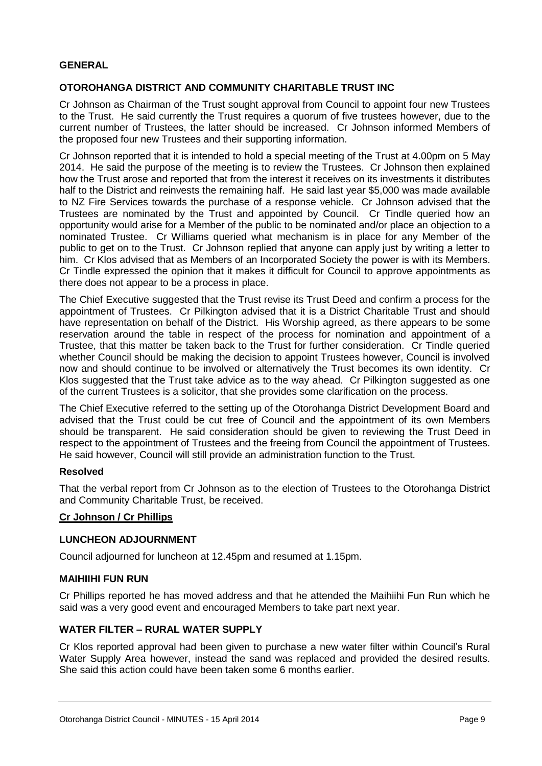## GENERAL

## OTOROHANGA DISTRICT AND COMMUNITY CHARITABLE TRUST INC

Cr Johnson as Chairman of the Trust sought approval from Council to appoint four new Trustees to the Trust. He said currently the Trust requires a quorum of five trustees however, due to the current number of Trustees, the latter should be increased. Cr Johnson informed Members of the proposed four new Trustees and their supporting information.

Cr Johnson reported that it is intended to hold a special meeting of the Trust at 4.00pm on 5 May 2014. He said the purpose of the meeting is to review the Trustees. Cr Johnson then explained how the Trust arose and reported that from the interest it receives on its investments it distributes half to the District and reinvests the remaining half. He said last year $5,000 was made available to NZ Fire Services towards the purchase of a response vehicle. Cr Johnson advised that the Trustees are nominated by the Trust and appointed by Council. Cr Tindle queried how an opportunity would arise for a Member of the public to be nominated and/or place an objection to a nominated Trustee. Cr Williams queried what mechanism is in place for any Member of the public to get on to the Trust. Cr Johnson replied that anyone can apply just by writing a letter to him. Cr Klos advised that as Members of an Incorporated Society the power is with its Members. Cr Tindle expressed the opinion that it makes it difficult for Council to approve appointments as there does not appear to be a process in place.

The Chief Executive suggested that the Trust revise its Trust Deed and confirm a process for the appointment of Trustees. Cr Pilkington advised that it is a District Charitable Trust and should have representation on behalf of the District. His Worship agreed, as there appears to be some reservation around the table in respect of the process for nomination and appointment of a Trustee, that this matter be taken back to the Trust for further consideration. Cr Tindle queried whether Council should be making the decision to appoint Trustees however, Council is involved now and should continue to be involved or alternatively the Trust becomes its own identity. Cr Klos suggested that the Trust take advice as to the way ahead. Cr Pilkington suggested as one of the current Trustees is a solicitor, that she provides some clarification on the process.

The Chief Executive referred to the setting up of the Otorohanga District Development Board and advised that the Trust could be cut free of Council and the appointment of its own Members should be transparent. He said consideration should be given to reviewing the Trust Deed in respect to the appointment of Trustees and the freeing from Council the appointment of Trustees. He said however, Council will still provide an administration function to the Trust.

**Resolved**

That the verbal report from Cr Johnson as to the election of Trustees to the Otorohanga District and Community Charitable Trust, be received.

**Cr Johnson / Cr Phillips**

## LUNCHEON ADJOURNMENT

Council adjourned for luncheon at 12.45pm and resumed at 1.15pm.

## MAIHIIHI FUN RUN

Cr Phillips reported he has moved address and that he attended the Maihiihi Fun Run which he said was a very good event and encouraged Members to take part next year.

## WATER FILTER – RURAL WATER SUPPLY

Cr Klos reported approval had been given to purchase a new water filter within Council's Rural Water Supply Area however, instead the sand was replaced and provided the desired results. She said this action could have been taken some 6 months earlier.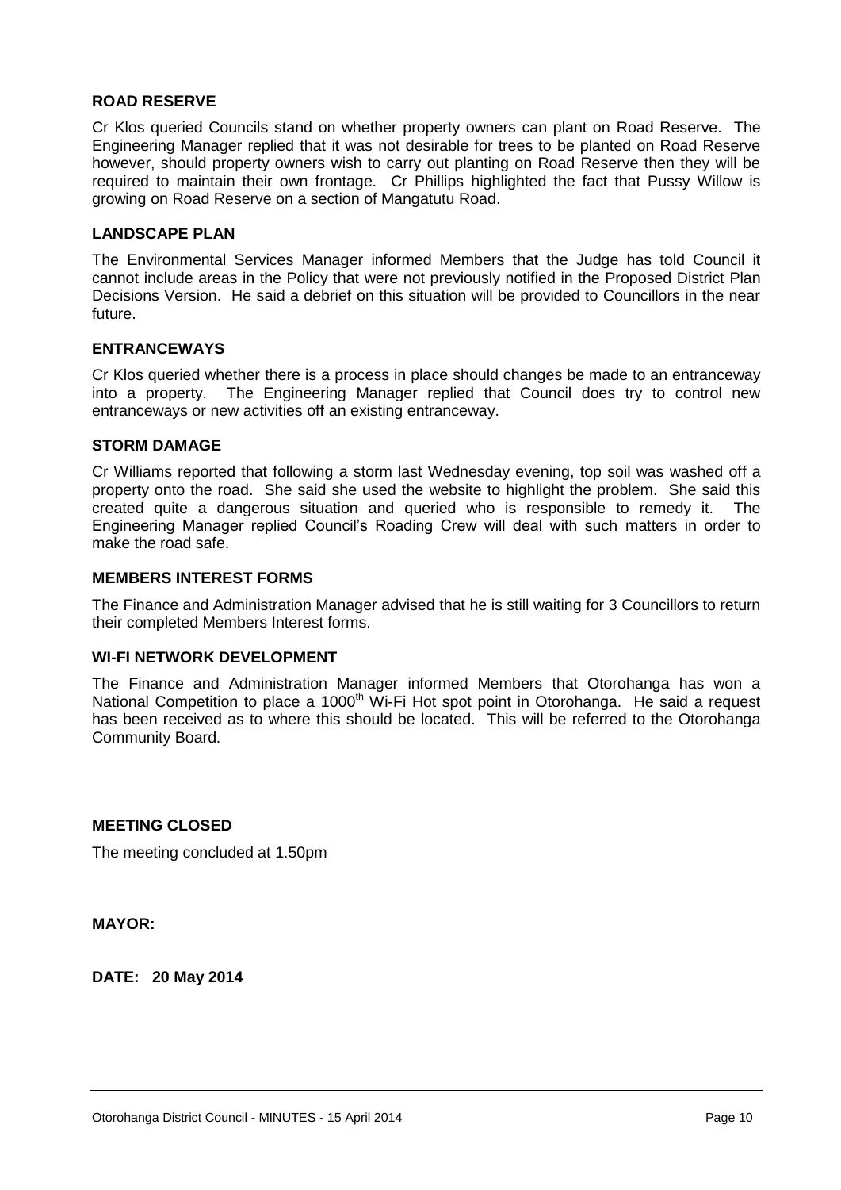## ROAD RESERVE

Cr Klos queried Councils stand on whether property owners can plant on Road Reserve. The Engineering Manager replied that it was not desirable for trees to be planted on Road Reserve however, should property owners wish to carry out planting on Road Reserve then they will be required to maintain their own frontage. Cr Phillips highlighted the fact that Pussy Willow is growing on Road Reserve on a section of Mangatutu Road.

## LANDSCAPE PLAN

The Environmental Services Manager informed Members that the Judge has told Council it cannot include areas in the Policy that were not previously notified in the Proposed District Plan Decisions Version. He said a debrief on this situation will be provided to Councillors in the near future.

## ENTRANCEWAYS

Cr Klos queried whether there is a process in place should changes be made to an entranceway into a property. The Engineering Manager replied that Council does try to control new entranceways or new activities off an existing entranceway.

## STORM DAMAGE

Cr Williams reported that following a storm last Wednesday evening, top soil was washed off a property onto the road. She said she used the website to highlight the problem. She said this created quite a dangerous situation and queried who is responsible to remedy it. The Engineering Manager replied Council's Roading Crew will deal with such matters in order to make the road safe.

## MEMBERS INTEREST FORMS

The Finance and Administration Manager advised that he is still waiting for 3 Councillors to return their completed Members Interest forms.

## WI-FI NETWORK DEVELOPMENT

The Finance and Administration Manager informed Members that Otorohanga has won a National Competition to place a 1000th Wi-Fi Hot spot point in Otorohanga. He said a request has been received as to where this should be located. This will be referred to the Otorohanga Community Board.

## MEETING CLOSED

The meeting concluded at 1.50pm

**MAYOR:**

**DATE: 20 May 2014**